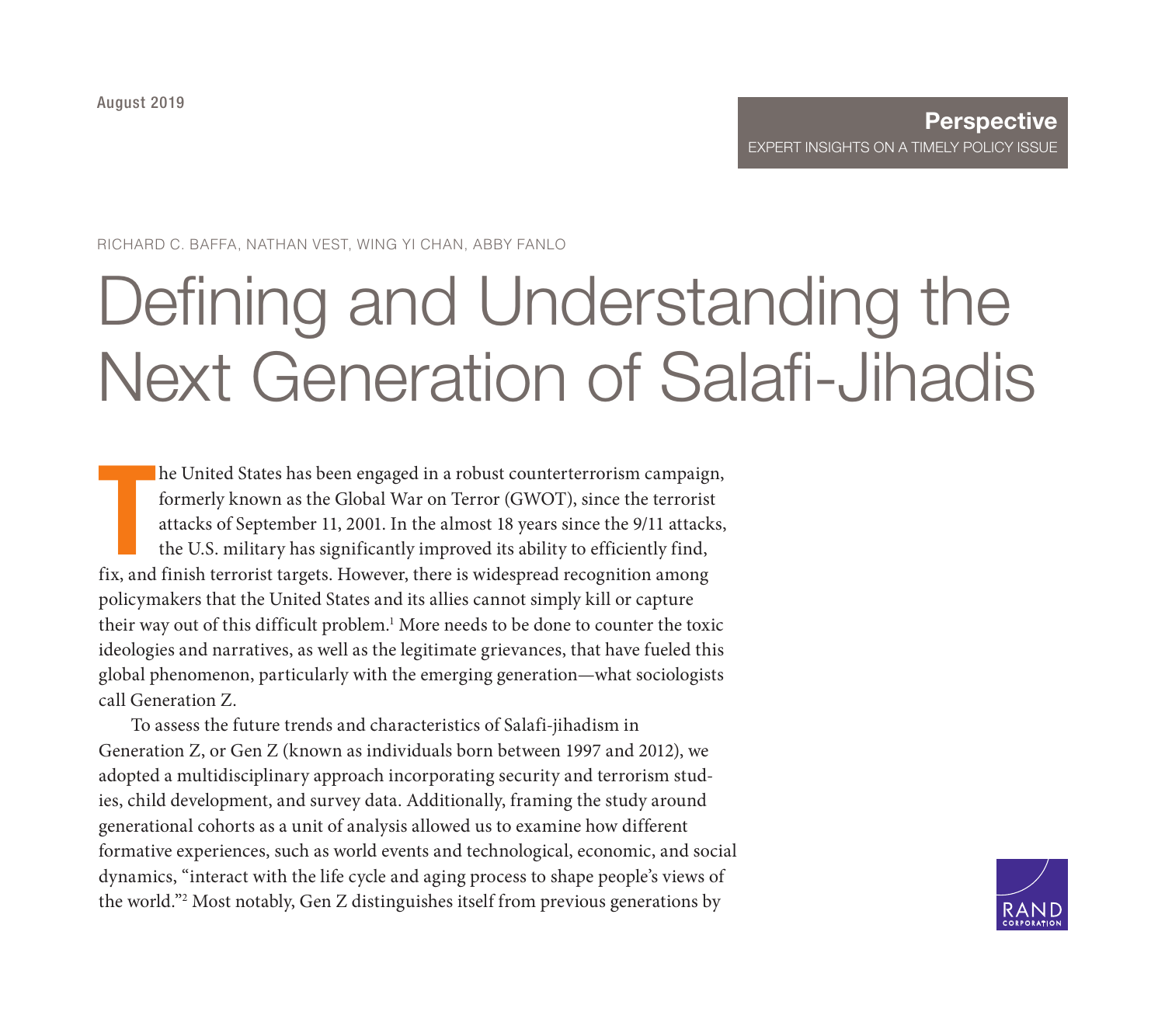August 2019

**Perspective**
EXPERT INSIGHTS ON A TIMELY POLICY ISSUE

RICHARD C. BAFFA, NATHAN VEST, WING YI CHAN, ABBY FANLO

# Defining and Understanding the Next Generation of Salafi-Jihadis

The United States has been engaged in a robust counterterrorism campaign, formerly known as the Global War on Terror (GWOT), since the terrorist attacks of September 11, 2001. In the almost 18 years since the 9/11 attacks, the U.S. military has significantly improved its ability to efficiently find, fix, and finish terrorist targets. However, there is widespread recognition among policymakers that the United States and its allies cannot simply kill or capture their way out of this difficult problem.[1] More needs to be done to counter the toxic ideologies and narratives, as well as the legitimate grievances, that have fueled this global phenomenon, particularly with the emerging generation—what sociologists call Generation Z.

To assess the future trends and characteristics of Salafi-jihadism in Generation Z, or Gen Z (known as individuals born between 1997 and 2012), we adopted a multidisciplinary approach incorporating security and terrorism studies, child development, and survey data. Additionally, framing the study around generational cohorts as a unit of analysis allowed us to examine how different formative experiences, such as world events and technological, economic, and social dynamics, "interact with the life cycle and aging process to shape people's views of the world."[2] Most notably, Gen Z distinguishes itself from previous generations by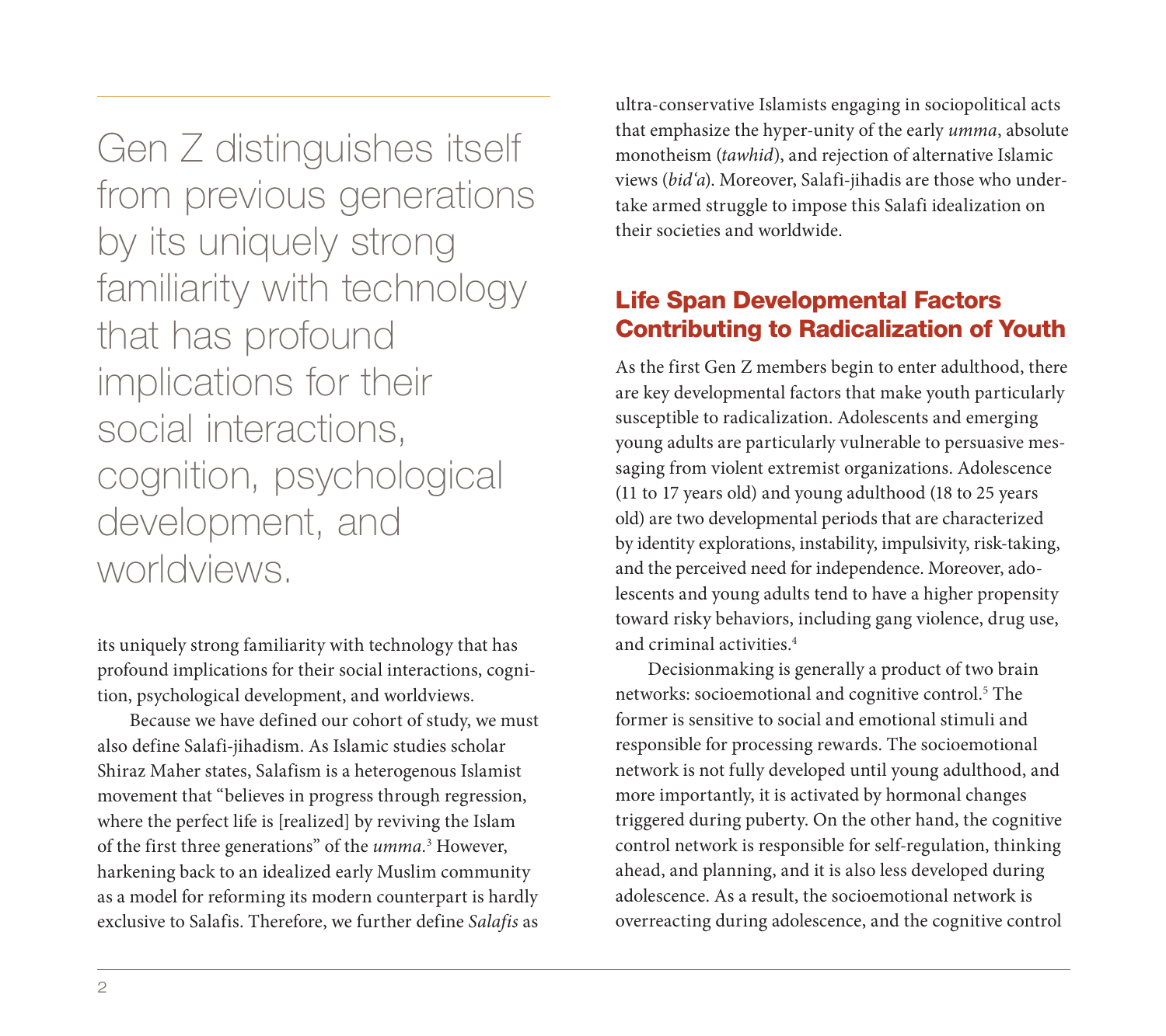> Gen Z distinguishes itself from previous generations by its uniquely strong familiarity with technology that has profound implications for their social interactions, cognition, psychological development, and worldviews.

its uniquely strong familiarity with technology that has profound implications for their social interactions, cognition, psychological development, and worldviews.

Because we have defined our cohort of study, we must also define Salafi-jihadism. As Islamic studies scholar Shiraz Maher states, Salafism is a heterogenous Islamist movement that "believes in progress through regression, where the perfect life is [realized] by reviving the Islam of the first three generations" of the *umma*.[3] However, harkening back to an idealized early Muslim community as a model for reforming its modern counterpart is hardly exclusive to Salafis. Therefore, we further define *Salafis* as ultra-conservative Islamists engaging in sociopolitical acts that emphasize the hyper-unity of the early *umma*, absolute monotheism (*tawhid*), and rejection of alternative Islamic views (*bid'a*). Moreover, Salafi-jihadis are those who undertake armed struggle to impose this Salafi idealization on their societies and worldwide.

## Life Span Developmental Factors Contributing to Radicalization of Youth

As the first Gen Z members begin to enter adulthood, there are key developmental factors that make youth particularly susceptible to radicalization. Adolescents and emerging young adults are particularly vulnerable to persuasive messaging from violent extremist organizations. Adolescence (11 to 17 years old) and young adulthood (18 to 25 years old) are two developmental periods that are characterized by identity explorations, instability, impulsivity, risk-taking, and the perceived need for independence. Moreover, adolescents and young adults tend to have a higher propensity toward risky behaviors, including gang violence, drug use, and criminal activities.[4]

Decisionmaking is generally a product of two brain networks: socioemotional and cognitive control.[5] The former is sensitive to social and emotional stimuli and responsible for processing rewards. The socioemotional network is not fully developed until young adulthood, and more importantly, it is activated by hormonal changes triggered during puberty. On the other hand, the cognitive control network is responsible for self-regulation, thinking ahead, and planning, and it is also less developed during adolescence. As a result, the socioemotional network is overreacting during adolescence, and the cognitive control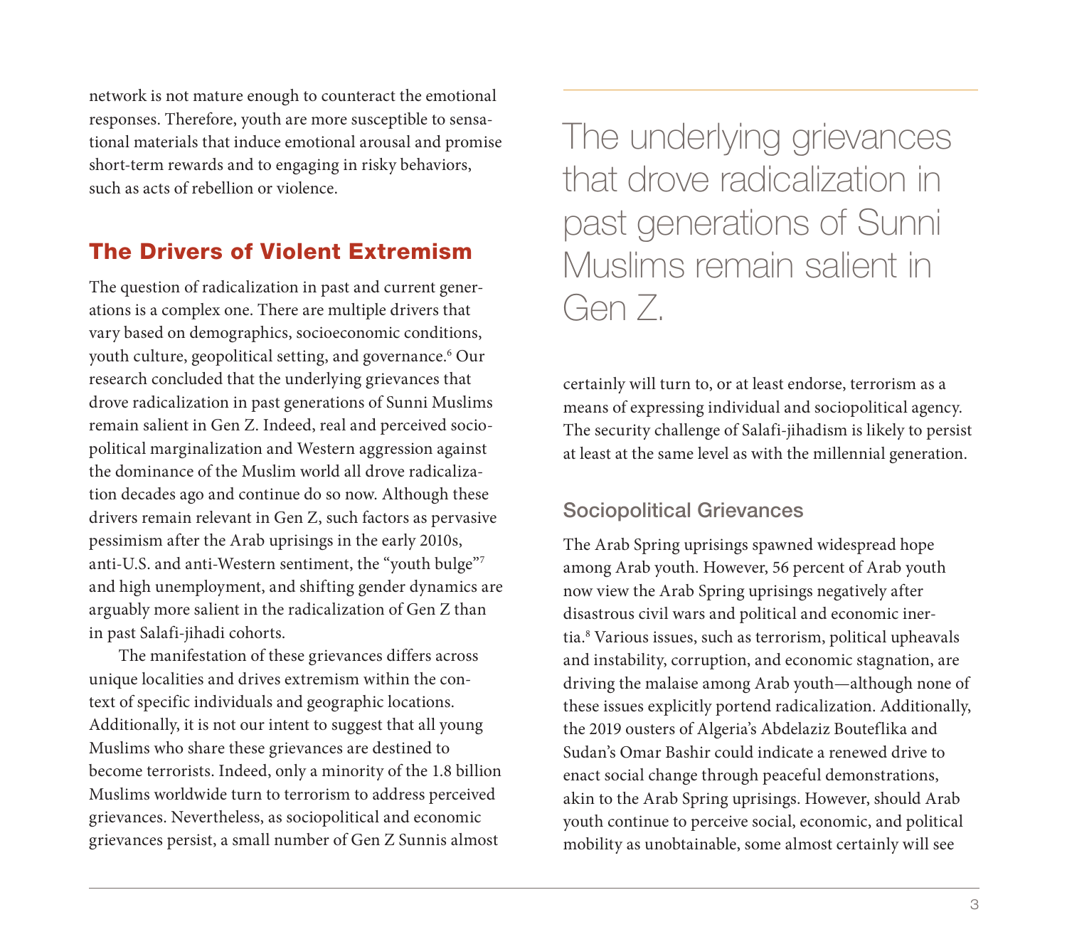network is not mature enough to counteract the emotional responses. Therefore, youth are more susceptible to sensational materials that induce emotional arousal and promise short-term rewards and to engaging in risky behaviors, such as acts of rebellion or violence.

## The Drivers of Violent Extremism

The question of radicalization in past and current generations is a complex one. There are multiple drivers that vary based on demographics, socioeconomic conditions, youth culture, geopolitical setting, and governance.[6] Our research concluded that the underlying grievances that drove radicalization in past generations of Sunni Muslims remain salient in Gen Z. Indeed, real and perceived sociopolitical marginalization and Western aggression against the dominance of the Muslim world all drove radicalization decades ago and continue do so now. Although these drivers remain relevant in Gen Z, such factors as pervasive pessimism after the Arab uprisings in the early 2010s, anti-U.S. and anti-Western sentiment, the "youth bulge"[7] and high unemployment, and shifting gender dynamics are arguably more salient in the radicalization of Gen Z than in past Salafi-jihadi cohorts.

The manifestation of these grievances differs across unique localities and drives extremism within the context of specific individuals and geographic locations. Additionally, it is not our intent to suggest that all young Muslims who share these grievances are destined to become terrorists. Indeed, only a minority of the 1.8 billion Muslims worldwide turn to terrorism to address perceived grievances. Nevertheless, as sociopolitical and economic grievances persist, a small number of Gen Z Sunnis almost certainly will turn to, or at least endorse, terrorism as a means of expressing individual and sociopolitical agency. The security challenge of Salafi-jihadism is likely to persist at least at the same level as with the millennial generation.

> The underlying grievances that drove radicalization in past generations of Sunni Muslims remain salient in Gen Z.

### Sociopolitical Grievances

The Arab Spring uprisings spawned widespread hope among Arab youth. However, 56 percent of Arab youth now view the Arab Spring uprisings negatively after disastrous civil wars and political and economic inertia.[8] Various issues, such as terrorism, political upheavals and instability, corruption, and economic stagnation, are driving the malaise among Arab youth—although none of these issues explicitly portend radicalization. Additionally, the 2019 ousters of Algeria's Abdelaziz Bouteflika and Sudan's Omar Bashir could indicate a renewed drive to enact social change through peaceful demonstrations, akin to the Arab Spring uprisings. However, should Arab youth continue to perceive social, economic, and political mobility as unobtainable, some almost certainly will see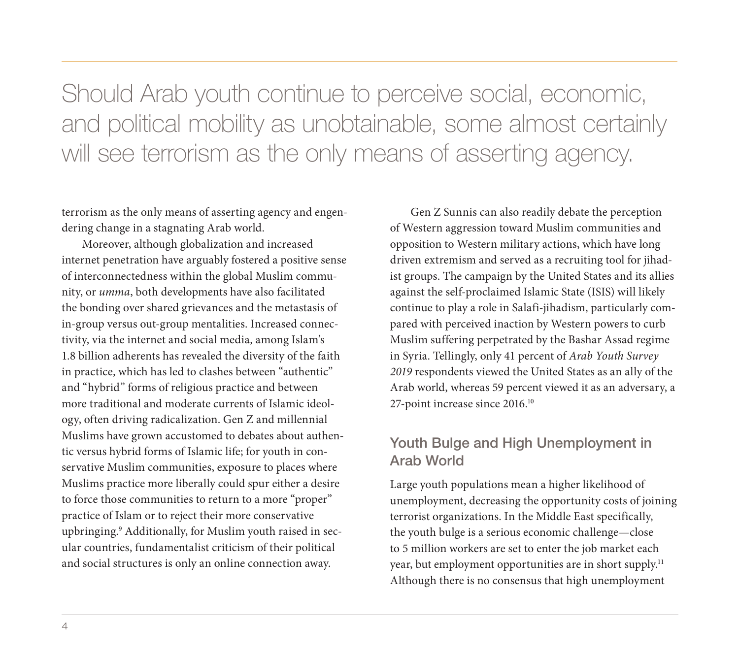> Should Arab youth continue to perceive social, economic, and political mobility as unobtainable, some almost certainly will see terrorism as the only means of asserting agency.

terrorism as the only means of asserting agency and engendering change in a stagnating Arab world.

Moreover, although globalization and increased internet penetration have arguably fostered a positive sense of interconnectedness within the global Muslim community, or *umma*, both developments have also facilitated the bonding over shared grievances and the metastasis of in-group versus out-group mentalities. Increased connectivity, via the internet and social media, among Islam's 1.8 billion adherents has revealed the diversity of the faith in practice, which has led to clashes between "authentic" and "hybrid" forms of religious practice and between more traditional and moderate currents of Islamic ideology, often driving radicalization. Gen Z and millennial Muslims have grown accustomed to debates about authentic versus hybrid forms of Islamic life; for youth in conservative Muslim communities, exposure to places where Muslims practice more liberally could spur either a desire to force those communities to return to a more "proper" practice of Islam or to reject their more conservative upbringing.[9] Additionally, for Muslim youth raised in secular countries, fundamentalist criticism of their political and social structures is only an online connection away.

Gen Z Sunnis can also readily debate the perception of Western aggression toward Muslim communities and opposition to Western military actions, which have long driven extremism and served as a recruiting tool for jihadist groups. The campaign by the United States and its allies against the self-proclaimed Islamic State (ISIS) will likely continue to play a role in Salafi-jihadism, particularly compared with perceived inaction by Western powers to curb Muslim suffering perpetrated by the Bashar Assad regime in Syria. Tellingly, only 41 percent of *Arab Youth Survey 2019* respondents viewed the United States as an ally of the Arab world, whereas 59 percent viewed it as an adversary, a 27-point increase since 2016.[10]

## Youth Bulge and High Unemployment in Arab World

Large youth populations mean a higher likelihood of unemployment, decreasing the opportunity costs of joining terrorist organizations. In the Middle East specifically, the youth bulge is a serious economic challenge—close to 5 million workers are set to enter the job market each year, but employment opportunities are in short supply.[11] Although there is no consensus that high unemployment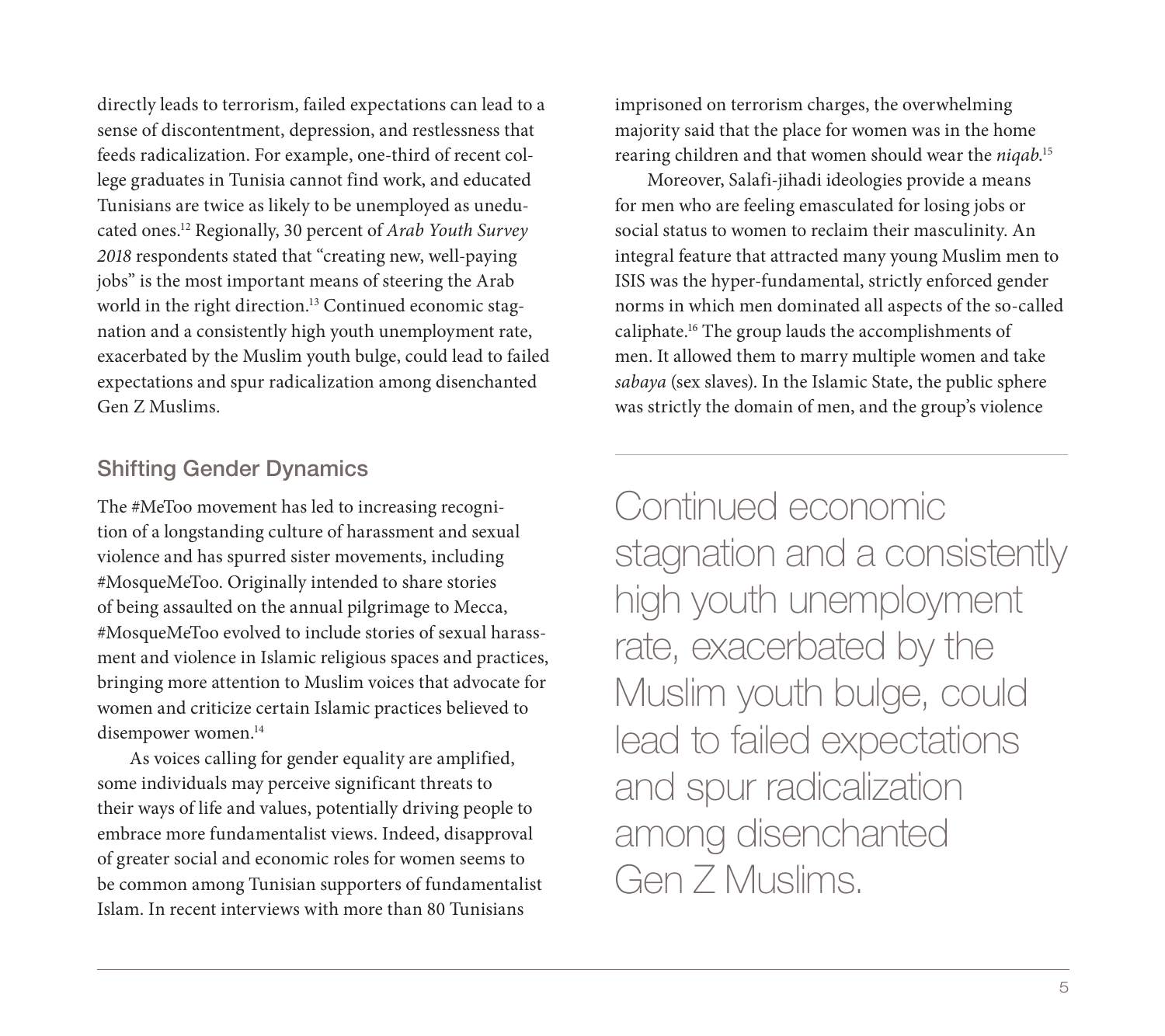directly leads to terrorism, failed expectations can lead to a sense of discontentment, depression, and restlessness that feeds radicalization. For example, one-third of recent college graduates in Tunisia cannot find work, and educated Tunisians are twice as likely to be unemployed as uneducated ones.[12] Regionally, 30 percent of *Arab Youth Survey 2018* respondents stated that "creating new, well-paying jobs" is the most important means of steering the Arab world in the right direction.[13] Continued economic stagnation and a consistently high youth unemployment rate, exacerbated by the Muslim youth bulge, could lead to failed expectations and spur radicalization among disenchanted Gen Z Muslims.

## Shifting Gender Dynamics

The #MeToo movement has led to increasing recognition of a longstanding culture of harassment and sexual violence and has spurred sister movements, including #MosqueMeToo. Originally intended to share stories of being assaulted on the annual pilgrimage to Mecca, #MosqueMeToo evolved to include stories of sexual harassment and violence in Islamic religious spaces and practices, bringing more attention to Muslim voices that advocate for women and criticize certain Islamic practices believed to disempower women.[14]

As voices calling for gender equality are amplified, some individuals may perceive significant threats to their ways of life and values, potentially driving people to embrace more fundamentalist views. Indeed, disapproval of greater social and economic roles for women seems to be common among Tunisian supporters of fundamentalist Islam. In recent interviews with more than 80 Tunisians imprisoned on terrorism charges, the overwhelming majority said that the place for women was in the home rearing children and that women should wear the *niqab*.[15]

Moreover, Salafi-jihadi ideologies provide a means for men who are feeling emasculated for losing jobs or social status to women to reclaim their masculinity. An integral feature that attracted many young Muslim men to ISIS was the hyper-fundamental, strictly enforced gender norms in which men dominated all aspects of the so-called caliphate.[16] The group lauds the accomplishments of men. It allowed them to marry multiple women and take *sabaya* (sex slaves). In the Islamic State, the public sphere was strictly the domain of men, and the group's violence

> Continued economic stagnation and a consistently high youth unemployment rate, exacerbated by the Muslim youth bulge, could lead to failed expectations and spur radicalization among disenchanted Gen Z Muslims.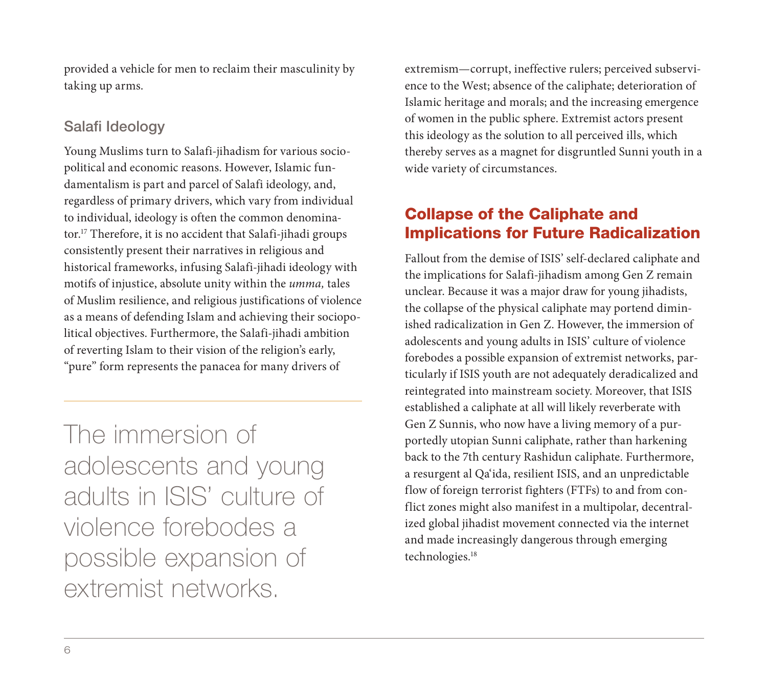provided a vehicle for men to reclaim their masculinity by taking up arms.

### Salafi Ideology

Young Muslims turn to Salafi-jihadism for various sociopolitical and economic reasons. However, Islamic fundamentalism is part and parcel of Salafi ideology, and, regardless of primary drivers, which vary from individual to individual, ideology is often the common denominator.[17] Therefore, it is no accident that Salafi-jihadi groups consistently present their narratives in religious and historical frameworks, infusing Salafi-jihadi ideology with motifs of injustice, absolute unity within the *umma,* tales of Muslim resilience, and religious justifications of violence as a means of defending Islam and achieving their sociopolitical objectives. Furthermore, the Salafi-jihadi ambition of reverting Islam to their vision of the religion's early, "pure" form represents the panacea for many drivers of extremism—corrupt, ineffective rulers; perceived subservience to the West; absence of the caliphate; deterioration of Islamic heritage and morals; and the increasing emergence of women in the public sphere. Extremist actors present this ideology as the solution to all perceived ills, which thereby serves as a magnet for disgruntled Sunni youth in a wide variety of circumstances.

> The immersion of adolescents and young adults in ISIS' culture of violence forebodes a possible expansion of extremist networks.

## Collapse of the Caliphate and Implications for Future Radicalization

Fallout from the demise of ISIS' self-declared caliphate and the implications for Salafi-jihadism among Gen Z remain unclear. Because it was a major draw for young jihadists, the collapse of the physical caliphate may portend diminished radicalization in Gen Z. However, the immersion of adolescents and young adults in ISIS' culture of violence forebodes a possible expansion of extremist networks, particularly if ISIS youth are not adequately deradicalized and reintegrated into mainstream society. Moreover, that ISIS established a caliphate at all will likely reverberate with Gen Z Sunnis, who now have a living memory of a purportedly utopian Sunni caliphate, rather than harkening back to the 7th century Rashidun caliphate. Furthermore, a resurgent al Qa'ida, resilient ISIS, and an unpredictable flow of foreign terrorist fighters (FTFs) to and from conflict zones might also manifest in a multipolar, decentralized global jihadist movement connected via the internet and made increasingly dangerous through emerging technologies.[18]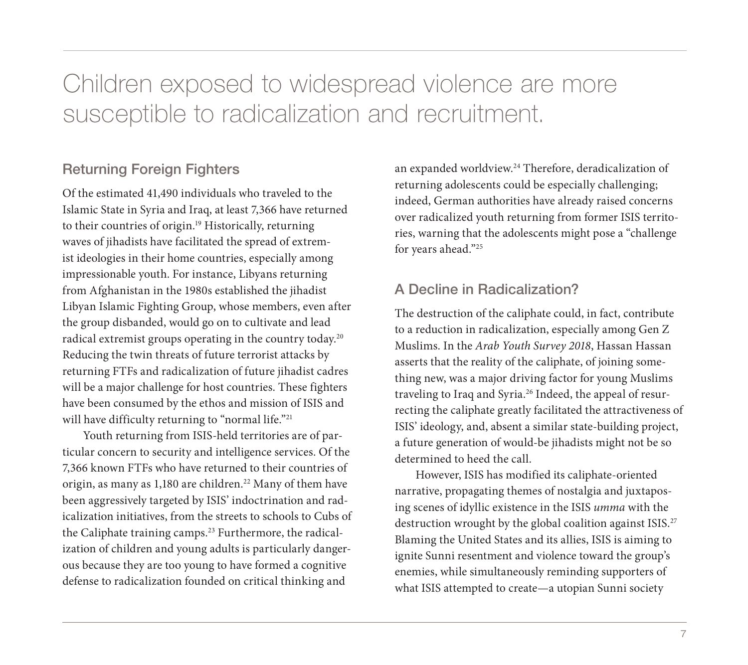# Children exposed to widespread violence are more susceptible to radicalization and recruitment.

## Returning Foreign Fighters

Of the estimated 41,490 individuals who traveled to the Islamic State in Syria and Iraq, at least 7,366 have returned to their countries of origin.[19] Historically, returning waves of jihadists have facilitated the spread of extremist ideologies in their home countries, especially among impressionable youth. For instance, Libyans returning from Afghanistan in the 1980s established the jihadist Libyan Islamic Fighting Group, whose members, even after the group disbanded, would go on to cultivate and lead radical extremist groups operating in the country today.[20] Reducing the twin threats of future terrorist attacks by returning FTFs and radicalization of future jihadist cadres will be a major challenge for host countries. These fighters have been consumed by the ethos and mission of ISIS and will have difficulty returning to "normal life."[21]

Youth returning from ISIS-held territories are of particular concern to security and intelligence services. Of the 7,366 known FTFs who have returned to their countries of origin, as many as 1,180 are children.[22] Many of them have been aggressively targeted by ISIS' indoctrination and radicalization initiatives, from the streets to schools to Cubs of the Caliphate training camps.[23] Furthermore, the radicalization of children and young adults is particularly dangerous because they are too young to have formed a cognitive defense to radicalization founded on critical thinking and an expanded worldview.[24] Therefore, deradicalization of returning adolescents could be especially challenging; indeed, German authorities have already raised concerns over radicalized youth returning from former ISIS territories, warning that the adolescents might pose a "challenge for years ahead."[25]

## A Decline in Radicalization?

The destruction of the caliphate could, in fact, contribute to a reduction in radicalization, especially among Gen Z Muslims. In the *Arab Youth Survey 2018*, Hassan Hassan asserts that the reality of the caliphate, of joining something new, was a major driving factor for young Muslims traveling to Iraq and Syria.[26] Indeed, the appeal of resurrecting the caliphate greatly facilitated the attractiveness of ISIS' ideology, and, absent a similar state-building project, a future generation of would-be jihadists might not be so determined to heed the call.

However, ISIS has modified its caliphate-oriented narrative, propagating themes of nostalgia and juxtaposing scenes of idyllic existence in the ISIS *umma* with the destruction wrought by the global coalition against ISIS.[27] Blaming the United States and its allies, ISIS is aiming to ignite Sunni resentment and violence toward the group's enemies, while simultaneously reminding supporters of what ISIS attempted to create—a utopian Sunni society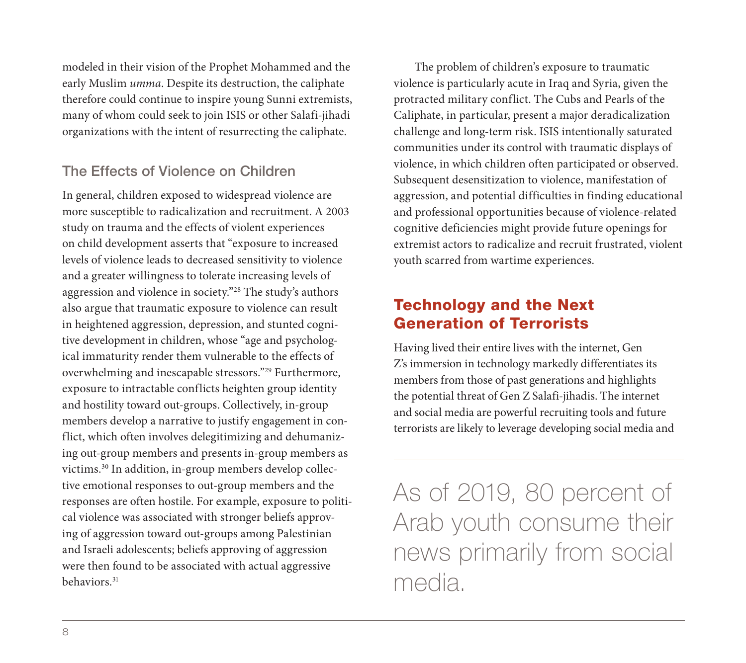modeled in their vision of the Prophet Mohammed and the early Muslim *umma*. Despite its destruction, the caliphate therefore could continue to inspire young Sunni extremists, many of whom could seek to join ISIS or other Salafi-jihadi organizations with the intent of resurrecting the caliphate.

### The Effects of Violence on Children

In general, children exposed to widespread violence are more susceptible to radicalization and recruitment. A 2003 study on trauma and the effects of violent experiences on child development asserts that "exposure to increased levels of violence leads to decreased sensitivity to violence and a greater willingness to tolerate increasing levels of aggression and violence in society."[28] The study's authors also argue that traumatic exposure to violence can result in heightened aggression, depression, and stunted cognitive development in children, whose "age and psychological immaturity render them vulnerable to the effects of overwhelming and inescapable stressors."[29] Furthermore, exposure to intractable conflicts heighten group identity and hostility toward out-groups. Collectively, in-group members develop a narrative to justify engagement in conflict, which often involves delegitimizing and dehumanizing out-group members and presents in-group members as victims.[30] In addition, in-group members develop collective emotional responses to out-group members and the responses are often hostile. For example, exposure to political violence was associated with stronger beliefs approving of aggression toward out-groups among Palestinian and Israeli adolescents; beliefs approving of aggression were then found to be associated with actual aggressive behaviors.[31]

The problem of children's exposure to traumatic violence is particularly acute in Iraq and Syria, given the protracted military conflict. The Cubs and Pearls of the Caliphate, in particular, present a major deradicalization challenge and long-term risk. ISIS intentionally saturated communities under its control with traumatic displays of violence, in which children often participated or observed. Subsequent desensitization to violence, manifestation of aggression, and potential difficulties in finding educational and professional opportunities because of violence-related cognitive deficiencies might provide future openings for extremist actors to radicalize and recruit frustrated, violent youth scarred from wartime experiences.

## Technology and the Next Generation of Terrorists

Having lived their entire lives with the internet, Gen Z's immersion in technology markedly differentiates its members from those of past generations and highlights the potential threat of Gen Z Salafi-jihadis. The internet and social media are powerful recruiting tools and future terrorists are likely to leverage developing social media and

As of 2019, 80 percent of Arab youth consume their news primarily from social media.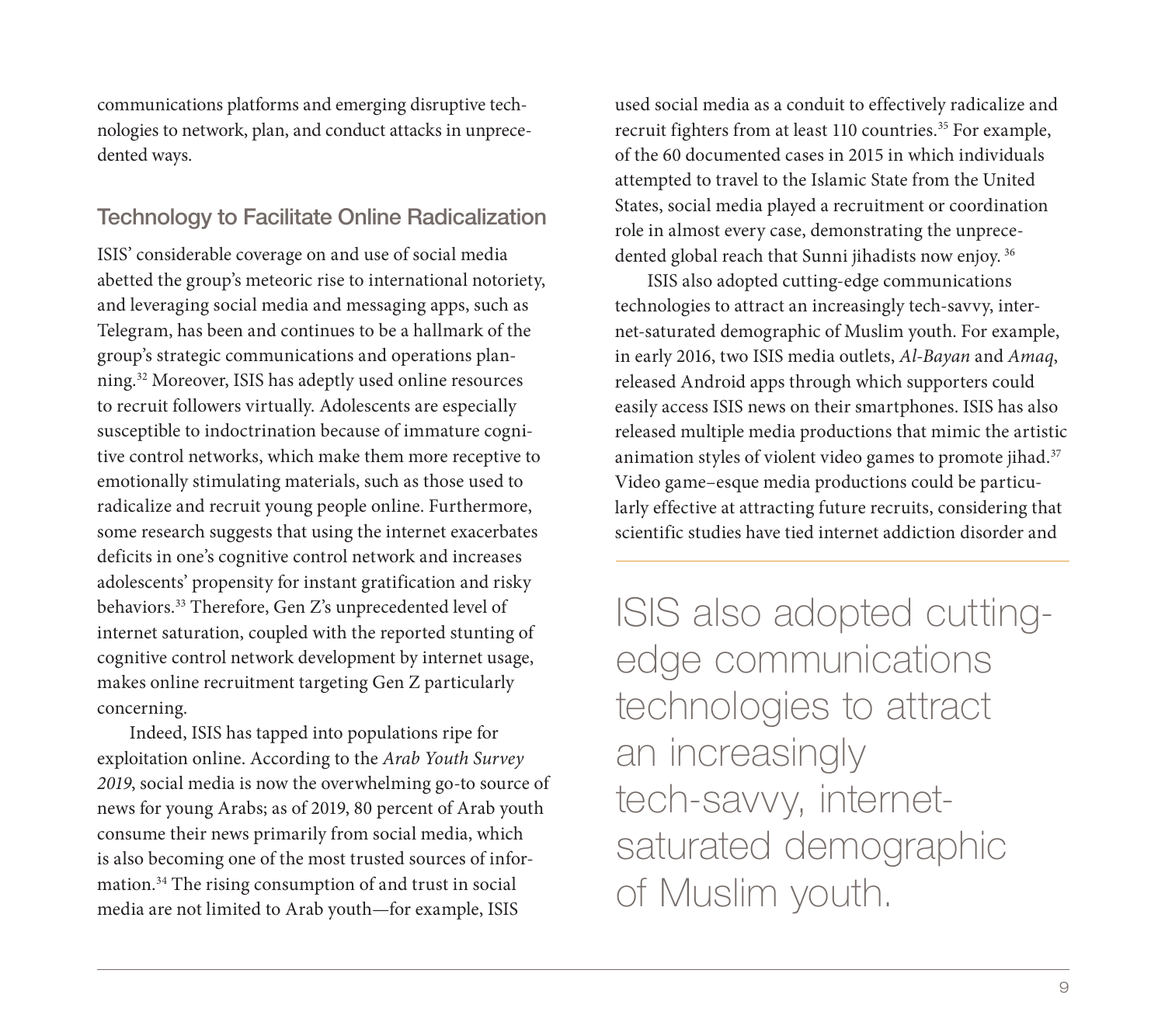communications platforms and emerging disruptive technologies to network, plan, and conduct attacks in unprecedented ways.

## Technology to Facilitate Online Radicalization

ISIS' considerable coverage on and use of social media abetted the group's meteoric rise to international notoriety, and leveraging social media and messaging apps, such as Telegram, has been and continues to be a hallmark of the group's strategic communications and operations planning.[32] Moreover, ISIS has adeptly used online resources to recruit followers virtually. Adolescents are especially susceptible to indoctrination because of immature cognitive control networks, which make them more receptive to emotionally stimulating materials, such as those used to radicalize and recruit young people online. Furthermore, some research suggests that using the internet exacerbates deficits in one's cognitive control network and increases adolescents' propensity for instant gratification and risky behaviors.[33] Therefore, Gen Z's unprecedented level of internet saturation, coupled with the reported stunting of cognitive control network development by internet usage, makes online recruitment targeting Gen Z particularly concerning.

Indeed, ISIS has tapped into populations ripe for exploitation online. According to the *Arab Youth Survey 2019*, social media is now the overwhelming go-to source of news for young Arabs; as of 2019, 80 percent of Arab youth consume their news primarily from social media, which is also becoming one of the most trusted sources of information.[34] The rising consumption of and trust in social media are not limited to Arab youth—for example, ISIS used social media as a conduit to effectively radicalize and recruit fighters from at least 110 countries.[35] For example, of the 60 documented cases in 2015 in which individuals attempted to travel to the Islamic State from the United States, social media played a recruitment or coordination role in almost every case, demonstrating the unprecedented global reach that Sunni jihadists now enjoy.[36]

ISIS also adopted cutting-edge communications technologies to attract an increasingly tech-savvy, internet-saturated demographic of Muslim youth. For example, in early 2016, two ISIS media outlets, *Al-Bayan* and *Amaq*, released Android apps through which supporters could easily access ISIS news on their smartphones. ISIS has also released multiple media productions that mimic the artistic animation styles of violent video games to promote jihad.[37] Video game–esque media productions could be particularly effective at attracting future recruits, considering that scientific studies have tied internet addiction disorder and

> ISIS also adopted cutting-edge communications technologies to attract an increasingly tech-savvy, internet-saturated demographic of Muslim youth.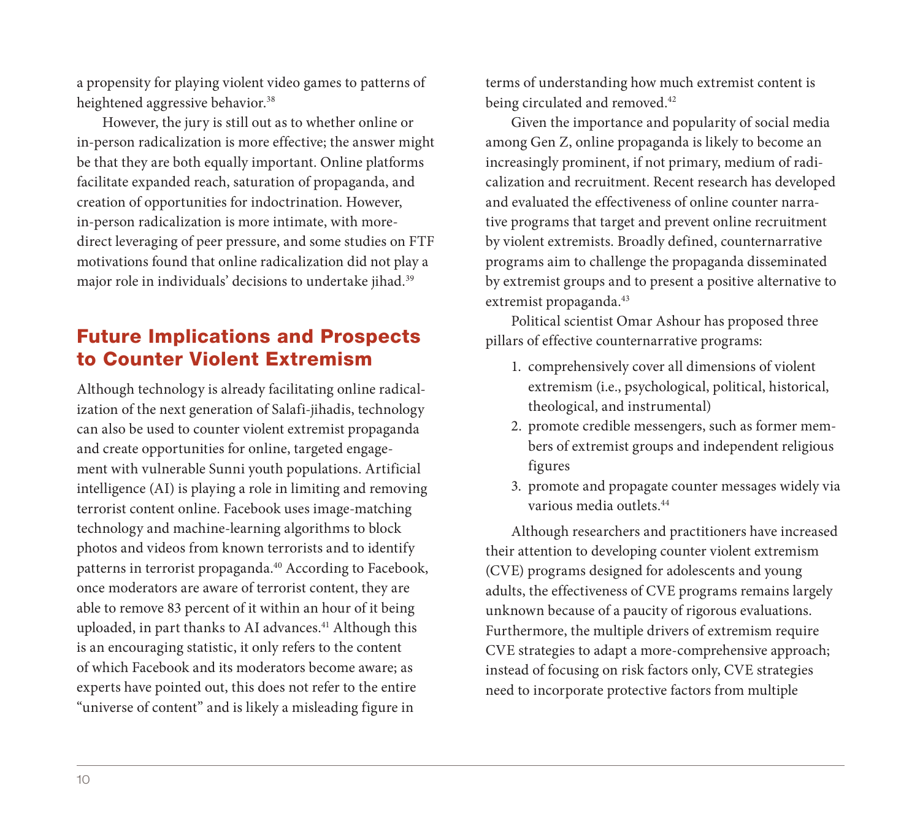a propensity for playing violent video games to patterns of heightened aggressive behavior.[38]

However, the jury is still out as to whether online or in-person radicalization is more effective; the answer might be that they are both equally important. Online platforms facilitate expanded reach, saturation of propaganda, and creation of opportunities for indoctrination. However, in-person radicalization is more intimate, with more-direct leveraging of peer pressure, and some studies on FTF motivations found that online radicalization did not play a major role in individuals' decisions to undertake jihad.[39]

## Future Implications and Prospects to Counter Violent Extremism

Although technology is already facilitating online radicalization of the next generation of Salafi-jihadis, technology can also be used to counter violent extremist propaganda and create opportunities for online, targeted engagement with vulnerable Sunni youth populations. Artificial intelligence (AI) is playing a role in limiting and removing terrorist content online. Facebook uses image-matching technology and machine-learning algorithms to block photos and videos from known terrorists and to identify patterns in terrorist propaganda.[40] According to Facebook, once moderators are aware of terrorist content, they are able to remove 83 percent of it within an hour of it being uploaded, in part thanks to AI advances.[41] Although this is an encouraging statistic, it only refers to the content of which Facebook and its moderators become aware; as experts have pointed out, this does not refer to the entire "universe of content" and is likely a misleading figure in terms of understanding how much extremist content is being circulated and removed.[42]

Given the importance and popularity of social media among Gen Z, online propaganda is likely to become an increasingly prominent, if not primary, medium of radicalization and recruitment. Recent research has developed and evaluated the effectiveness of online counter narrative programs that target and prevent online recruitment by violent extremists. Broadly defined, counternarrative programs aim to challenge the propaganda disseminated by extremist groups and to present a positive alternative to extremist propaganda.[43]

Political scientist Omar Ashour has proposed three pillars of effective counternarrative programs:

1. comprehensively cover all dimensions of violent extremism (i.e., psychological, political, historical, theological, and instrumental)
2. promote credible messengers, such as former members of extremist groups and independent religious figures
3. promote and propagate counter messages widely via various media outlets.[44]

Although researchers and practitioners have increased their attention to developing counter violent extremism (CVE) programs designed for adolescents and young adults, the effectiveness of CVE programs remains largely unknown because of a paucity of rigorous evaluations. Furthermore, the multiple drivers of extremism require CVE strategies to adapt a more-comprehensive approach; instead of focusing on risk factors only, CVE strategies need to incorporate protective factors from multiple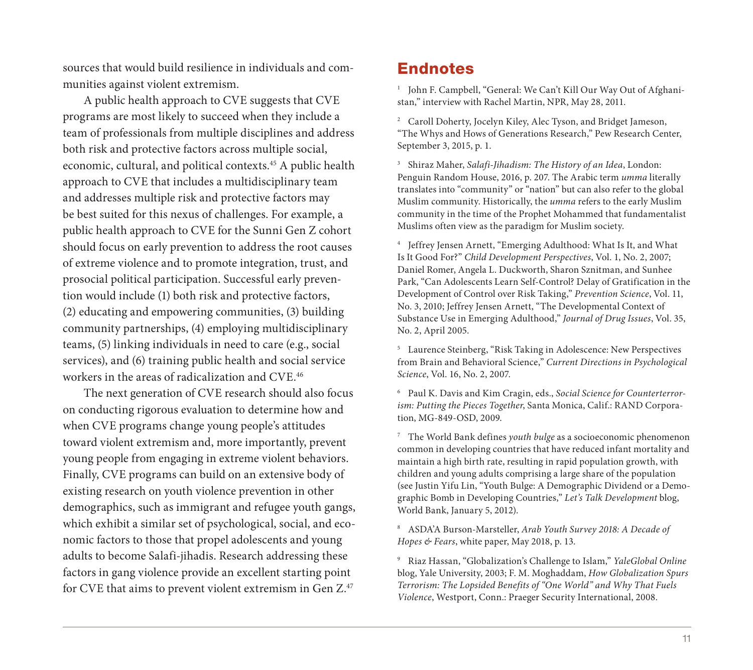sources that would build resilience in individuals and communities against violent extremism.

A public health approach to CVE suggests that CVE programs are most likely to succeed when they include a team of professionals from multiple disciplines and address both risk and protective factors across multiple social, economic, cultural, and political contexts.[45] A public health approach to CVE that includes a multidisciplinary team and addresses multiple risk and protective factors may be best suited for this nexus of challenges. For example, a public health approach to CVE for the Sunni Gen Z cohort should focus on early prevention to address the root causes of extreme violence and to promote integration, trust, and prosocial political participation. Successful early prevention would include (1) both risk and protective factors, (2) educating and empowering communities, (3) building community partnerships, (4) employing multidisciplinary teams, (5) linking individuals in need to care (e.g., social services), and (6) training public health and social service workers in the areas of radicalization and CVE.[46]

The next generation of CVE research should also focus on conducting rigorous evaluation to determine how and when CVE programs change young people's attitudes toward violent extremism and, more importantly, prevent young people from engaging in extreme violent behaviors. Finally, CVE programs can build on an extensive body of existing research on youth violence prevention in other demographics, such as immigrant and refugee youth gangs, which exhibit a similar set of psychological, social, and economic factors to those that propel adolescents and young adults to become Salafi-jihadis. Research addressing these factors in gang violence provide an excellent starting point for CVE that aims to prevent violent extremism in Gen Z.[47]

## Endnotes

[1] John F. Campbell, "General: We Can't Kill Our Way Out of Afghanistan," interview with Rachel Martin, NPR, May 28, 2011.

[2] Caroll Doherty, Jocelyn Kiley, Alec Tyson, and Bridget Jameson, "The Whys and Hows of Generations Research," Pew Research Center, September 3, 2015, p. 1.

[3] Shiraz Maher, *Salafi-Jihadism: The History of an Idea*, London: Penguin Random House, 2016, p. 207. The Arabic term *umma* literally translates into "community" or "nation" but can also refer to the global Muslim community. Historically, the *umma* refers to the early Muslim community in the time of the Prophet Mohammed that fundamentalist Muslims often view as the paradigm for Muslim society.

[4] Jeffrey Jensen Arnett, "Emerging Adulthood: What Is It, and What Is It Good For?" *Child Development Perspectives*, Vol. 1, No. 2, 2007; Daniel Romer, Angela L. Duckworth, Sharon Sznitman, and Sunhee Park, "Can Adolescents Learn Self-Control? Delay of Gratification in the Development of Control over Risk Taking," *Prevention Science*, Vol. 11, No. 3, 2010; Jeffrey Jensen Arnett, "The Developmental Context of Substance Use in Emerging Adulthood," *Journal of Drug Issues*, Vol. 35, No. 2, April 2005.

[5] Laurence Steinberg, "Risk Taking in Adolescence: New Perspectives from Brain and Behavioral Science," *Current Directions in Psychological Science*, Vol. 16, No. 2, 2007.

[6] Paul K. Davis and Kim Cragin, eds., *Social Science for Counterterrorism: Putting the Pieces Together*, Santa Monica, Calif.: RAND Corporation, MG-849-OSD, 2009.

[7] The World Bank defines *youth bulge* as a socioeconomic phenomenon common in developing countries that have reduced infant mortality and maintain a high birth rate, resulting in rapid population growth, with children and young adults comprising a large share of the population (see Justin Yifu Lin, "Youth Bulge: A Demographic Dividend or a Demographic Bomb in Developing Countries," *Let's Talk Development* blog, World Bank, January 5, 2012).

[8] ASDA'A Burson-Marsteller, *Arab Youth Survey 2018: A Decade of Hopes & Fears*, white paper, May 2018, p. 13.

[9] Riaz Hassan, "Globalization's Challenge to Islam," *YaleGlobal Online* blog, Yale University, 2003; F. M. Moghaddam, *How Globalization Spurs Terrorism: The Lopsided Benefits of "One World" and Why That Fuels Violence*, Westport, Conn.: Praeger Security International, 2008.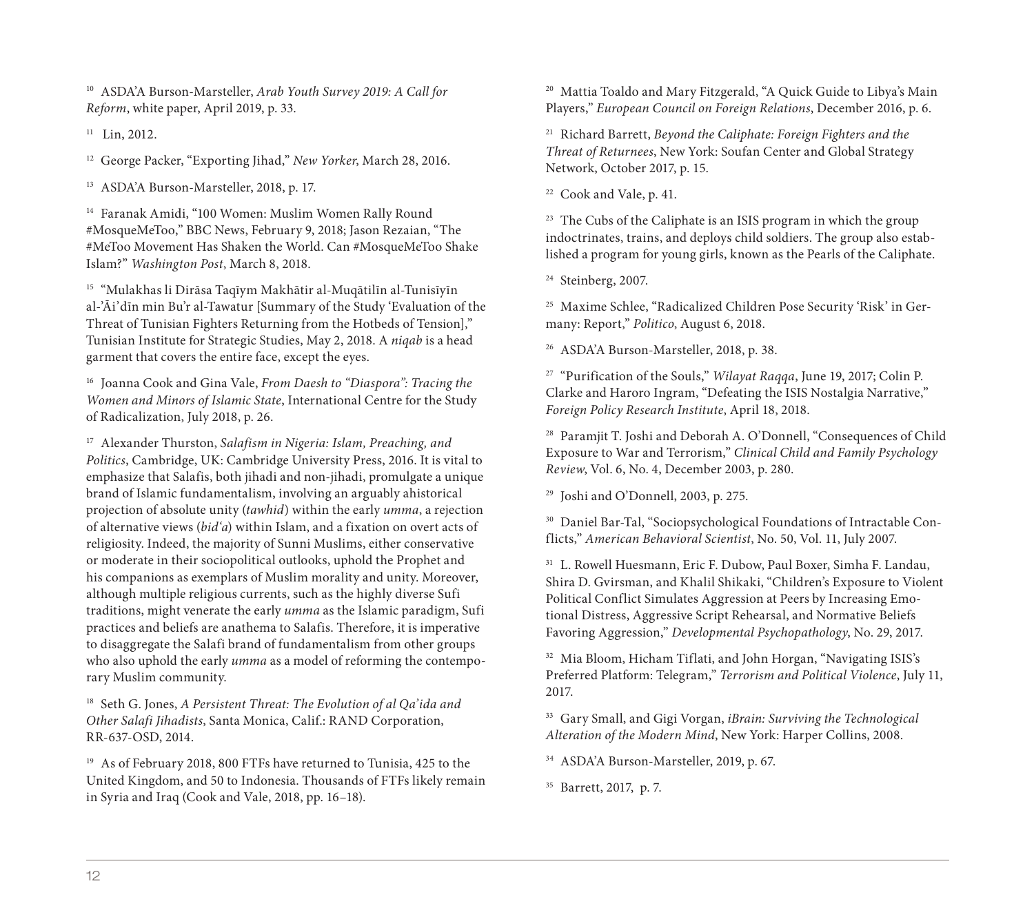[10] ASDA'A Burson-Marsteller, *Arab Youth Survey 2019: A Call for Reform*, white paper, April 2019, p. 33.

[11] Lin, 2012.

[12] George Packer, "Exporting Jihad," *New Yorker*, March 28, 2016.

[13] ASDA'A Burson-Marsteller, 2018, p. 17.

[14] Faranak Amidi, "100 Women: Muslim Women Rally Round #MosqueMeToo," BBC News, February 9, 2018; Jason Rezaian, "The #MeToo Movement Has Shaken the World. Can #MosqueMeToo Shake Islam?" *Washington Post*, March 8, 2018.

[15] "Mulakhas li Dirāsa Taqīym Makhātir al-Muqātilīn al-Tunisīyīn al-'Āi'dīn min Bu'r al-Tawatur [Summary of the Study 'Evaluation of the Threat of Tunisian Fighters Returning from the Hotbeds of Tension']," Tunisian Institute for Strategic Studies, May 2, 2018. A *niqab* is a head garment that covers the entire face, except the eyes.

[16] Joanna Cook and Gina Vale, *From Daesh to "Diaspora": Tracing the Women and Minors of Islamic State*, International Centre for the Study of Radicalization, July 2018, p. 26.

[17] Alexander Thurston, *Salafism in Nigeria: Islam, Preaching, and Politics*, Cambridge, UK: Cambridge University Press, 2016. It is vital to emphasize that Salafis, both jihadi and non-jihadi, promulgate a unique brand of Islamic fundamentalism, involving an arguably ahistorical projection of absolute unity (*tawhid*) within the early *umma*, a rejection of alternative views (*bid'a*) within Islam, and a fixation on overt acts of religiosity. Indeed, the majority of Sunni Muslims, either conservative or moderate in their sociopolitical outlooks, uphold the Prophet and his companions as exemplars of Muslim morality and unity. Moreover, although multiple religious currents, such as the highly diverse Sufi traditions, might venerate the early *umma* as the Islamic paradigm, Sufi practices and beliefs are anathema to Salafis. Therefore, it is imperative to disaggregate the Salafi brand of fundamentalism from other groups who also uphold the early *umma* as a model of reforming the contemporary Muslim community.

[18] Seth G. Jones, *A Persistent Threat: The Evolution of al Qa'ida and Other Salafi Jihadists*, Santa Monica, Calif.: RAND Corporation, RR-637-OSD, 2014.

[19] As of February 2018, 800 FTFs have returned to Tunisia, 425 to the United Kingdom, and 50 to Indonesia. Thousands of FTFs likely remain in Syria and Iraq (Cook and Vale, 2018, pp. 16–18).

[20] Mattia Toaldo and Mary Fitzgerald, "A Quick Guide to Libya's Main Players," *European Council on Foreign Relations*, December 2016, p. 6.

[21] Richard Barrett, *Beyond the Caliphate: Foreign Fighters and the Threat of Returnees*, New York: Soufan Center and Global Strategy Network, October 2017, p. 15.

[22] Cook and Vale, p. 41.

[23] The Cubs of the Caliphate is an ISIS program in which the group indoctrinates, trains, and deploys child soldiers. The group also established a program for young girls, known as the Pearls of the Caliphate.

[24] Steinberg, 2007.

[25] Maxime Schlee, "Radicalized Children Pose Security 'Risk' in Germany: Report," *Politico*, August 6, 2018.

[26] ASDA'A Burson-Marsteller, 2018, p. 38.

[27] "Purification of the Souls," *Wilayat Raqqa*, June 19, 2017; Colin P. Clarke and Haroro Ingram, "Defeating the ISIS Nostalgia Narrative," *Foreign Policy Research Institute*, April 18, 2018.

[28] Paramjit T. Joshi and Deborah A. O'Donnell, "Consequences of Child Exposure to War and Terrorism," *Clinical Child and Family Psychology Review*, Vol. 6, No. 4, December 2003, p. 280.

[29] Joshi and O'Donnell, 2003, p. 275.

[30] Daniel Bar-Tal, "Sociopsychological Foundations of Intractable Conflicts," *American Behavioral Scientist*, No. 50, Vol. 11, July 2007.

[31] L. Rowell Huesmann, Eric F. Dubow, Paul Boxer, Simha F. Landau, Shira D. Gvirsman, and Khalil Shikaki, "Children's Exposure to Violent Political Conflict Simulates Aggression at Peers by Increasing Emotional Distress, Aggressive Script Rehearsal, and Normative Beliefs Favoring Aggression," *Developmental Psychopathology*, No. 29, 2017.

[32] Mia Bloom, Hicham Tiflati, and John Horgan, "Navigating ISIS's Preferred Platform: Telegram," *Terrorism and Political Violence*, July 11, 2017.

[33] Gary Small, and Gigi Vorgan, *iBrain: Surviving the Technological Alteration of the Modern Mind*, New York: Harper Collins, 2008.

[34] ASDA'A Burson-Marsteller, 2019, p. 67.

[35] Barrett, 2017, p. 7.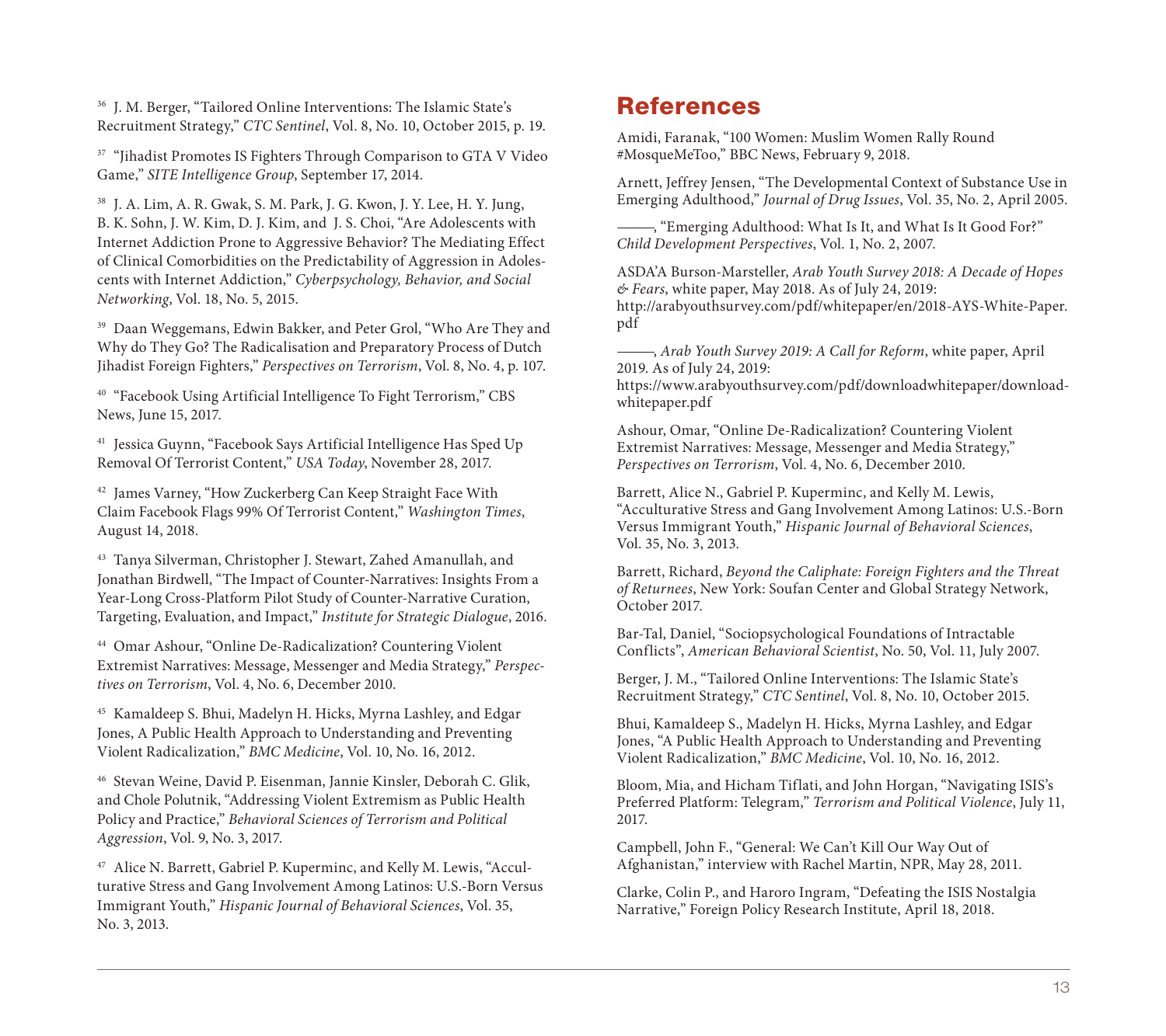[36] J. M. Berger, "Tailored Online Interventions: The Islamic State's Recruitment Strategy," *CTC Sentinel*, Vol. 8, No. 10, October 2015, p. 19.

[37] "Jihadist Promotes IS Fighters Through Comparison to GTA V Video Game," *SITE Intelligence Group*, September 17, 2014.

[38] J. A. Lim, A. R. Gwak, S. M. Park, J. G. Kwon, J. Y. Lee, H. Y. Jung, B. K. Sohn, J. W. Kim, D. J. Kim, and J. S. Choi, "Are Adolescents with Internet Addiction Prone to Aggressive Behavior? The Mediating Effect of Clinical Comorbidities on the Predictability of Aggression in Adolescents with Internet Addiction," *Cyberpsychology, Behavior, and Social Networking*, Vol. 18, No. 5, 2015.

[39] Daan Weggemans, Edwin Bakker, and Peter Grol, "Who Are They and Why do They Go? The Radicalisation and Preparatory Process of Dutch Jihadist Foreign Fighters," *Perspectives on Terrorism*, Vol. 8, No. 4, p. 107.

[40] "Facebook Using Artificial Intelligence To Fight Terrorism," CBS News, June 15, 2017.

[41] Jessica Guynn, "Facebook Says Artificial Intelligence Has Sped Up Removal Of Terrorist Content," *USA Today*, November 28, 2017.

[42] James Varney, "How Zuckerberg Can Keep Straight Face With Claim Facebook Flags 99% Of Terrorist Content," *Washington Times*, August 14, 2018.

[43] Tanya Silverman, Christopher J. Stewart, Zahed Amanullah, and Jonathan Birdwell, "The Impact of Counter-Narratives: Insights From a Year-Long Cross-Platform Pilot Study of Counter-Narrative Curation, Targeting, Evaluation, and Impact," *Institute for Strategic Dialogue*, 2016.

[44] Omar Ashour, "Online De-Radicalization? Countering Violent Extremist Narratives: Message, Messenger and Media Strategy," *Perspectives on Terrorism*, Vol. 4, No. 6, December 2010.

[45] Kamaldeep S. Bhui, Madelyn H. Hicks, Myrna Lashley, and Edgar Jones, A Public Health Approach to Understanding and Preventing Violent Radicalization," *BMC Medicine*, Vol. 10, No. 16, 2012.

[46] Stevan Weine, David P. Eisenman, Jannie Kinsler, Deborah C. Glik, and Chole Polutnik, "Addressing Violent Extremism as Public Health Policy and Practice," *Behavioral Sciences of Terrorism and Political Aggression*, Vol. 9, No. 3, 2017.

[47] Alice N. Barrett, Gabriel P. Kuperminc, and Kelly M. Lewis, "Acculturative Stress and Gang Involvement Among Latinos: U.S.-Born Versus Immigrant Youth," *Hispanic Journal of Behavioral Sciences*, Vol. 35, No. 3, 2013.

## References

Amidi, Faranak, "100 Women: Muslim Women Rally Round #MosqueMeToo," BBC News, February 9, 2018.

Arnett, Jeffrey Jensen, "The Developmental Context of Substance Use in Emerging Adulthood," *Journal of Drug Issues*, Vol. 35, No. 2, April 2005.

———, "Emerging Adulthood: What Is It, and What Is It Good For?" *Child Development Perspectives*, Vol. 1, No. 2, 2007.

ASDA'A Burson-Marsteller, *Arab Youth Survey 2018: A Decade of Hopes & Fears*, white paper, May 2018. As of July 24, 2019: http://arabyouthsurvey.com/pdf/whitepaper/en/2018-AYS-White-Paper.pdf

———, *Arab Youth Survey 2019: A Call for Reform*, white paper, April 2019. As of July 24, 2019: https://www.arabyouthsurvey.com/pdf/downloadwhitepaper/download-whitepaper.pdf

Ashour, Omar, "Online De-Radicalization? Countering Violent Extremist Narratives: Message, Messenger and Media Strategy," *Perspectives on Terrorism*, Vol. 4, No. 6, December 2010.

Barrett, Alice N., Gabriel P. Kuperminc, and Kelly M. Lewis, "Acculturative Stress and Gang Involvement Among Latinos: U.S.-Born Versus Immigrant Youth," *Hispanic Journal of Behavioral Sciences*, Vol. 35, No. 3, 2013.

Barrett, Richard, *Beyond the Caliphate: Foreign Fighters and the Threat of Returnees*, New York: Soufan Center and Global Strategy Network, October 2017.

Bar-Tal, Daniel, "Sociopsychological Foundations of Intractable Conflicts", *American Behavioral Scientist*, No. 50, Vol. 11, July 2007.

Berger, J. M., "Tailored Online Interventions: The Islamic State's Recruitment Strategy," *CTC Sentinel*, Vol. 8, No. 10, October 2015.

Bhui, Kamaldeep S., Madelyn H. Hicks, Myrna Lashley, and Edgar Jones, "A Public Health Approach to Understanding and Preventing Violent Radicalization," *BMC Medicine*, Vol. 10, No. 16, 2012.

Bloom, Mia, and Hicham Tiflati, and John Horgan, "Navigating ISIS's Preferred Platform: Telegram," *Terrorism and Political Violence*, July 11, 2017.

Campbell, John F., "General: We Can't Kill Our Way Out of Afghanistan," interview with Rachel Martin, NPR, May 28, 2011.

Clarke, Colin P., and Haroro Ingram, "Defeating the ISIS Nostalgia Narrative," Foreign Policy Research Institute, April 18, 2018.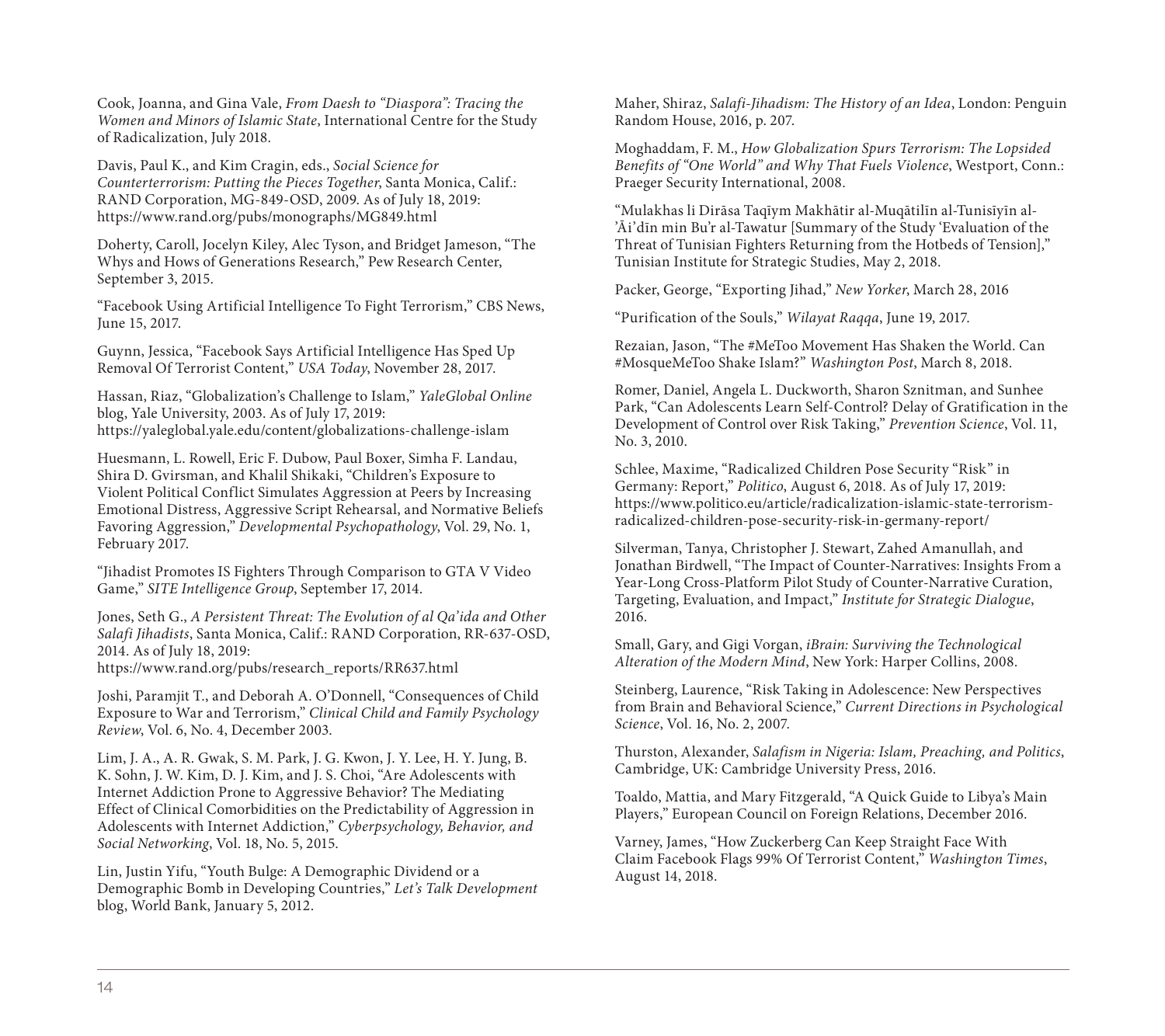Cook, Joanna, and Gina Vale, *From Daesh to "Diaspora": Tracing the Women and Minors of Islamic State*, International Centre for the Study of Radicalization, July 2018.

Davis, Paul K., and Kim Cragin, eds., *Social Science for Counterterrorism: Putting the Pieces Together*, Santa Monica, Calif.: RAND Corporation, MG-849-OSD, 2009. As of July 18, 2019: https://www.rand.org/pubs/monographs/MG849.html

Doherty, Caroll, Jocelyn Kiley, Alec Tyson, and Bridget Jameson, "The Whys and Hows of Generations Research," Pew Research Center, September 3, 2015.

"Facebook Using Artificial Intelligence To Fight Terrorism," CBS News, June 15, 2017.

Guynn, Jessica, "Facebook Says Artificial Intelligence Has Sped Up Removal Of Terrorist Content," *USA Today*, November 28, 2017.

Hassan, Riaz, "Globalization's Challenge to Islam," *YaleGlobal Online* blog, Yale University, 2003. As of July 17, 2019: https://yaleglobal.yale.edu/content/globalizations-challenge-islam

Huesmann, L. Rowell, Eric F. Dubow, Paul Boxer, Simha F. Landau, Shira D. Gvirsman, and Khalil Shikaki, "Children's Exposure to Violent Political Conflict Simulates Aggression at Peers by Increasing Emotional Distress, Aggressive Script Rehearsal, and Normative Beliefs Favoring Aggression," *Developmental Psychopathology*, Vol. 29, No. 1, February 2017.

"Jihadist Promotes IS Fighters Through Comparison to GTA V Video Game," *SITE Intelligence Group*, September 17, 2014.

Jones, Seth G., *A Persistent Threat: The Evolution of al Qa'ida and Other Salafi Jihadists*, Santa Monica, Calif.: RAND Corporation, RR-637-OSD, 2014. As of July 18, 2019: https://www.rand.org/pubs/research_reports/RR637.html

Joshi, Paramjit T., and Deborah A. O'Donnell, "Consequences of Child Exposure to War and Terrorism," *Clinical Child and Family Psychology Review*, Vol. 6, No. 4, December 2003.

Lim, J. A., A. R. Gwak, S. M. Park, J. G. Kwon, J. Y. Lee, H. Y. Jung, B. K. Sohn, J. W. Kim, D. J. Kim, and J. S. Choi, "Are Adolescents with Internet Addiction Prone to Aggressive Behavior? The Mediating Effect of Clinical Comorbidities on the Predictability of Aggression in Adolescents with Internet Addiction," *Cyberpsychology, Behavior, and Social Networking*, Vol. 18, No. 5, 2015.

Lin, Justin Yifu, "Youth Bulge: A Demographic Dividend or a Demographic Bomb in Developing Countries," *Let's Talk Development* blog, World Bank, January 5, 2012.

Maher, Shiraz, *Salafi-Jihadism: The History of an Idea*, London: Penguin Random House, 2016, p. 207.

Moghaddam, F. M., *How Globalization Spurs Terrorism: The Lopsided Benefits of "One World" and Why That Fuels Violence*, Westport, Conn.: Praeger Security International, 2008.

"Mulakhas li Dirāsa Taqīym Makhātir al-Muqātilīn al-Tunisīyīn al-'Āi'dīn min Bu'r al-Tawatur [Summary of the Study 'Evaluation of the Threat of Tunisian Fighters Returning from the Hotbeds of Tension],'' Tunisian Institute for Strategic Studies, May 2, 2018.

Packer, George, "Exporting Jihad," *New Yorker*, March 28, 2016

"Purification of the Souls," *Wilayat Raqqa*, June 19, 2017.

Rezaian, Jason, "The #MeToo Movement Has Shaken the World. Can #MosqueMeToo Shake Islam?" *Washington Post*, March 8, 2018.

Romer, Daniel, Angela L. Duckworth, Sharon Sznitman, and Sunhee Park, "Can Adolescents Learn Self-Control? Delay of Gratification in the Development of Control over Risk Taking," *Prevention Science*, Vol. 11, No. 3, 2010.

Schlee, Maxime, "Radicalized Children Pose Security "Risk" in Germany: Report," *Politico*, August 6, 2018. As of July 17, 2019: https://www.politico.eu/article/radicalization-islamic-state-terrorism-radicalized-children-pose-security-risk-in-germany-report/

Silverman, Tanya, Christopher J. Stewart, Zahed Amanullah, and Jonathan Birdwell, "The Impact of Counter-Narratives: Insights From a Year-Long Cross-Platform Pilot Study of Counter-Narrative Curation, Targeting, Evaluation, and Impact," *Institute for Strategic Dialogue*, 2016.

Small, Gary, and Gigi Vorgan, *iBrain: Surviving the Technological Alteration of the Modern Mind*, New York: Harper Collins, 2008.

Steinberg, Laurence, "Risk Taking in Adolescence: New Perspectives from Brain and Behavioral Science," *Current Directions in Psychological Science*, Vol. 16, No. 2, 2007.

Thurston, Alexander, *Salafism in Nigeria: Islam, Preaching, and Politics*, Cambridge, UK: Cambridge University Press, 2016.

Toaldo, Mattia, and Mary Fitzgerald, "A Quick Guide to Libya's Main Players," European Council on Foreign Relations, December 2016.

Varney, James, "How Zuckerberg Can Keep Straight Face With Claim Facebook Flags 99% Of Terrorist Content," *Washington Times*, August 14, 2018.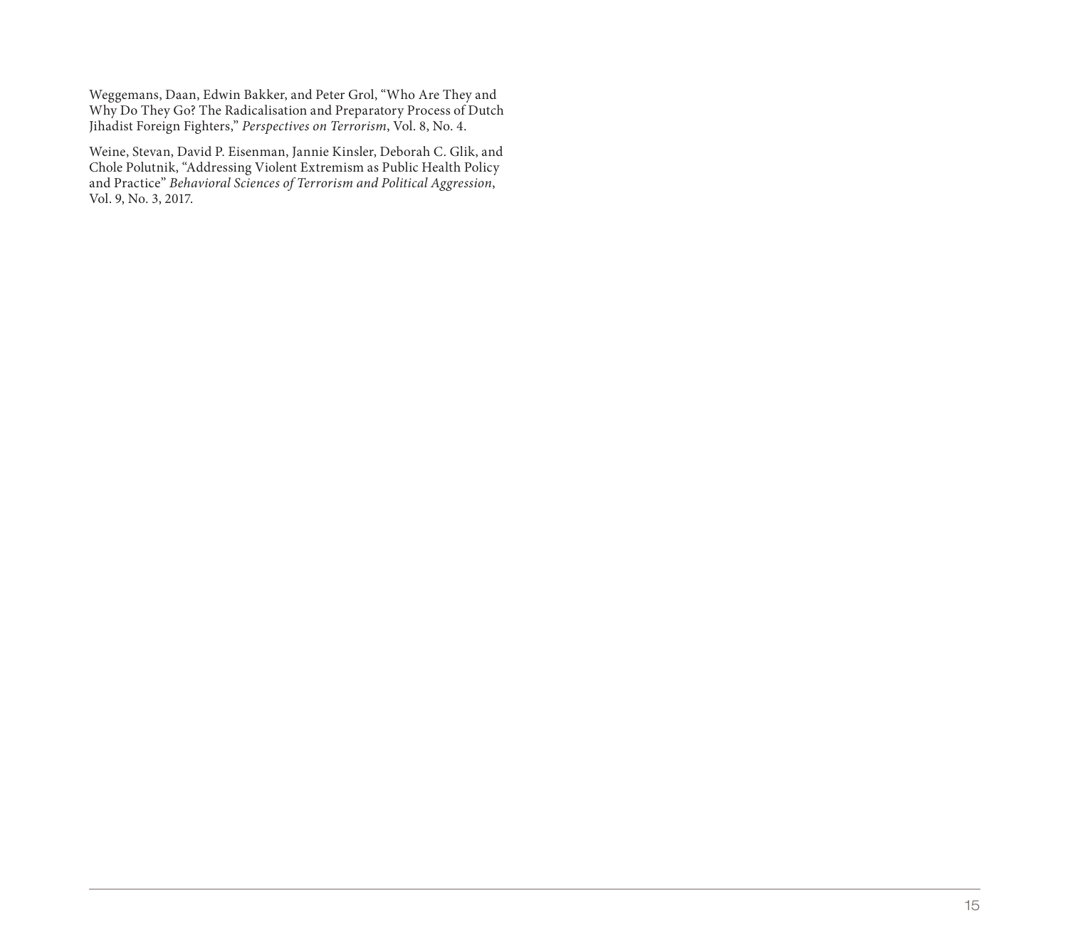Weggemans, Daan, Edwin Bakker, and Peter Grol, "Who Are They and Why Do They Go? The Radicalisation and Preparatory Process of Dutch Jihadist Foreign Fighters," *Perspectives on Terrorism*, Vol. 8, No. 4.

Weine, Stevan, David P. Eisenman, Jannie Kinsler, Deborah C. Glik, and Chole Polutnik, "Addressing Violent Extremism as Public Health Policy and Practice" *Behavioral Sciences of Terrorism and Political Aggression*, Vol. 9, No. 3, 2017.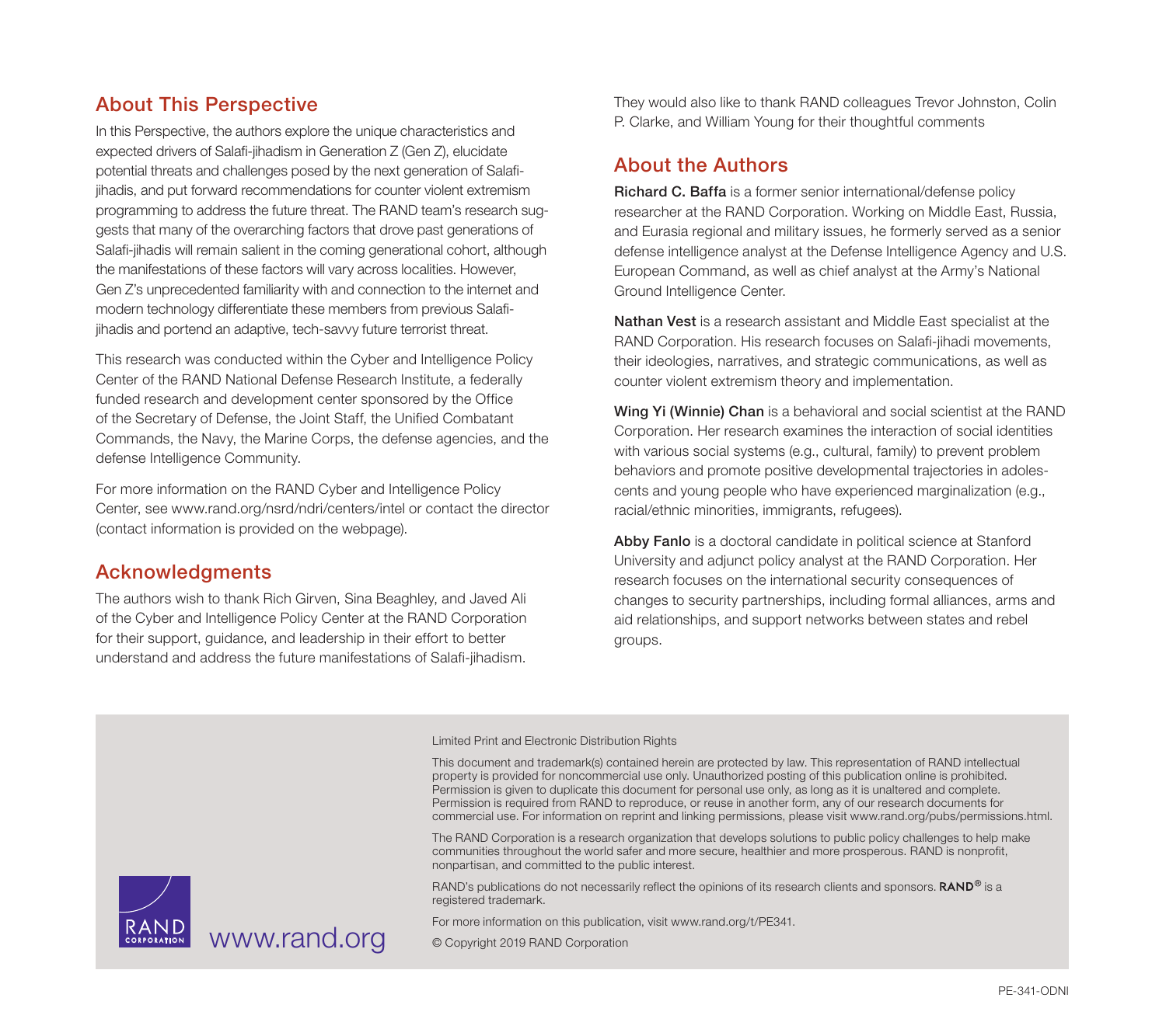## About This Perspective

In this Perspective, the authors explore the unique characteristics and expected drivers of Salafi-jihadism in Generation Z (Gen Z), elucidate potential threats and challenges posed by the next generation of Salafi-jihadis, and put forward recommendations for counter violent extremism programming to address the future threat. The RAND team's research suggests that many of the overarching factors that drove past generations of Salafi-jihadis will remain salient in the coming generational cohort, although the manifestations of these factors will vary across localities. However, Gen Z's unprecedented familiarity with and connection to the internet and modern technology differentiate these members from previous Salafi-jihadis and portend an adaptive, tech-savvy future terrorist threat.

This research was conducted within the Cyber and Intelligence Policy Center of the RAND National Defense Research Institute, a federally funded research and development center sponsored by the Office of the Secretary of Defense, the Joint Staff, the Unified Combatant Commands, the Navy, the Marine Corps, the defense agencies, and the defense Intelligence Community.

For more information on the RAND Cyber and Intelligence Policy Center, see www.rand.org/nsrd/ndri/centers/intel or contact the director (contact information is provided on the webpage).

## Acknowledgments

The authors wish to thank Rich Girven, Sina Beaghley, and Javed Ali of the Cyber and Intelligence Policy Center at the RAND Corporation for their support, guidance, and leadership in their effort to better understand and address the future manifestations of Salafi-jihadism.

They would also like to thank RAND colleagues Trevor Johnston, Colin P. Clarke, and William Young for their thoughtful comments

## About the Authors

**Richard C. Baffa** is a former senior international/defense policy researcher at the RAND Corporation. Working on Middle East, Russia, and Eurasia regional and military issues, he formerly served as a senior defense intelligence analyst at the Defense Intelligence Agency and U.S. European Command, as well as chief analyst at the Army's National Ground Intelligence Center.

**Nathan Vest** is a research assistant and Middle East specialist at the RAND Corporation. His research focuses on Salafi-jihadi movements, their ideologies, narratives, and strategic communications, as well as counter violent extremism theory and implementation.

**Wing Yi (Winnie) Chan** is a behavioral and social scientist at the RAND Corporation. Her research examines the interaction of social identities with various social systems (e.g., cultural, family) to prevent problem behaviors and promote positive developmental trajectories in adolescents and young people who have experienced marginalization (e.g., racial/ethnic minorities, immigrants, refugees).

**Abby Fanlo** is a doctoral candidate in political science at Stanford University and adjunct policy analyst at the RAND Corporation. Her research focuses on the international security consequences of changes to security partnerships, including formal alliances, arms and aid relationships, and support networks between states and rebel groups.

Limited Print and Electronic Distribution Rights

This document and trademark(s) contained herein are protected by law. This representation of RAND intellectual property is provided for noncommercial use only. Unauthorized posting of this publication online is prohibited. Permission is given to duplicate this document for personal use only, as long as it is unaltered and complete. Permission is required from RAND to reproduce, or reuse in another form, any of our research documents for commercial use. For information on reprint and linking permissions, please visit www.rand.org/pubs/permissions.html.

The RAND Corporation is a research organization that develops solutions to public policy challenges to help make communities throughout the world safer and more secure, healthier and more prosperous. RAND is nonprofit, nonpartisan, and committed to the public interest.

RAND's publications do not necessarily reflect the opinions of its research clients and sponsors. **RAND**® is a registered trademark.

For more information on this publication, visit www.rand.org/t/PE341.

© Copyright 2019 RAND Corporation

RAND CORPORATION

www.rand.org

PE-341-ODNI